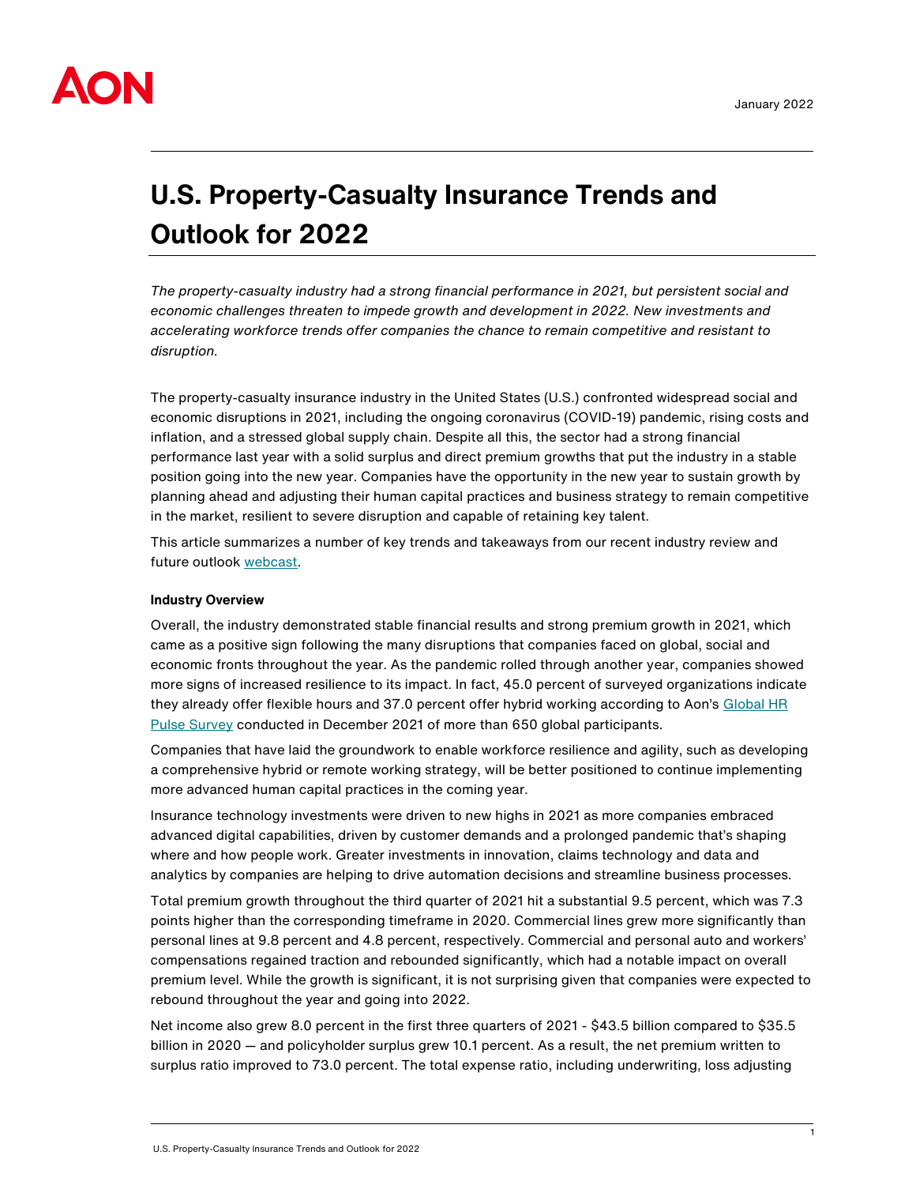AON

January 2022

# U.S. Property-Casualty Insurance Trends and Outlook for 2022

*The property-casualty industry had a strong financial performance in 2021, but persistent social and economic challenges threaten to impede growth and development in 2022. New investments and accelerating workforce trends offer companies the chance to remain competitive and resistant to disruption.*

The property-casualty insurance industry in the United States (U.S.) confronted widespread social and economic disruptions in 2021, including the ongoing coronavirus (COVID-19) pandemic, rising costs and inflation, and a stressed global supply chain. Despite all this, the sector had a strong financial performance last year with a solid surplus and direct premium growths that put the industry in a stable position going into the new year. Companies have the opportunity in the new year to sustain growth by planning ahead and adjusting their human capital practices and business strategy to remain competitive in the market, resilient to severe disruption and capable of retaining key talent.

This article summarizes a number of key trends and takeaways from our recent industry review and future outlook webcast.

**Industry Overview**

Overall, the industry demonstrated stable financial results and strong premium growth in 2021, which came as a positive sign following the many disruptions that companies faced on global, social and economic fronts throughout the year. As the pandemic rolled through another year, companies showed more signs of increased resilience to its impact. In fact, 45.0 percent of surveyed organizations indicate they already offer flexible hours and 37.0 percent offer hybrid working according to Aon's Global HR Pulse Survey conducted in December 2021 of more than 650 global participants.

Companies that have laid the groundwork to enable workforce resilience and agility, such as developing a comprehensive hybrid or remote working strategy, will be better positioned to continue implementing more advanced human capital practices in the coming year.

Insurance technology investments were driven to new highs in 2021 as more companies embraced advanced digital capabilities, driven by customer demands and a prolonged pandemic that's shaping where and how people work. Greater investments in innovation, claims technology and data and analytics by companies are helping to drive automation decisions and streamline business processes.

Total premium growth throughout the third quarter of 2021 hit a substantial 9.5 percent, which was 7.3 points higher than the corresponding timeframe in 2020. Commercial lines grew more significantly than personal lines at 9.8 percent and 4.8 percent, respectively. Commercial and personal auto and workers' compensations regained traction and rebounded significantly, which had a notable impact on overall premium level. While the growth is significant, it is not surprising given that companies were expected to rebound throughout the year and going into 2022.

Net income also grew 8.0 percent in the first three quarters of 2021 - $43.5 billion compared to $35.5 billion in 2020 — and policyholder surplus grew 10.1 percent. As a result, the net premium written to surplus ratio improved to 73.0 percent. The total expense ratio, including underwriting, loss adjusting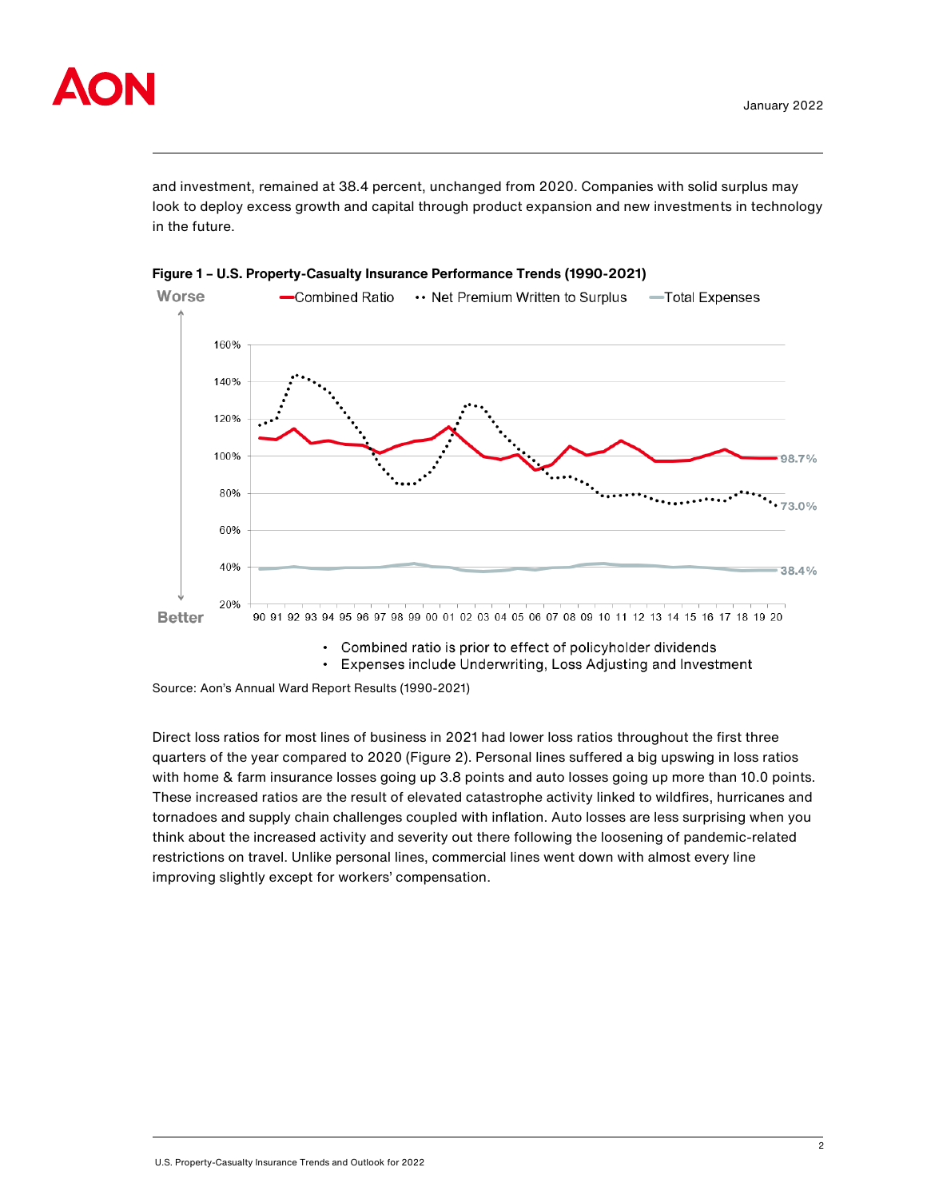and investment, remained at 38.4 percent, unchanged from 2020. Companies with solid surplus may look to deploy excess growth and capital through product expansion and new investments in technology in the future.

**Figure 1 – U.S. Property-Casualty Insurance Performance Trends (1990-2021)**

- Combined ratio is prior to effect of policyholder dividends
- Expenses include Underwriting, Loss Adjusting and Investment

Source: Aon's Annual Ward Report Results (1990-2021)

Direct loss ratios for most lines of business in 2021 had lower loss ratios throughout the first three quarters of the year compared to 2020 (Figure 2). Personal lines suffered a big upswing in loss ratios with home & farm insurance losses going up 3.8 points and auto losses going up more than 10.0 points. These increased ratios are the result of elevated catastrophe activity linked to wildfires, hurricanes and tornadoes and supply chain challenges coupled with inflation. Auto losses are less surprising when you think about the increased activity and severity out there following the loosening of pandemic-related restrictions on travel. Unlike personal lines, commercial lines went down with almost every line improving slightly except for workers' compensation.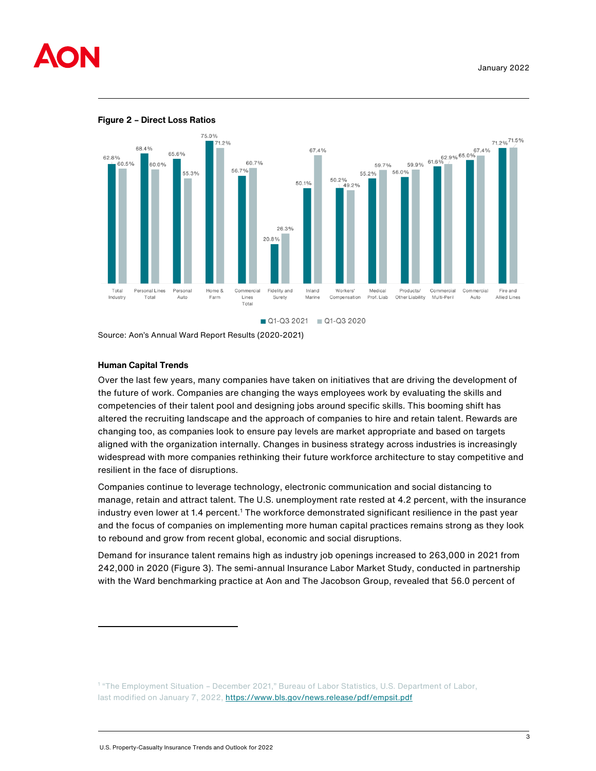**Figure 2 – Direct Loss Ratios**

| | Q1-Q3 2021 | Q1-Q3 2020 |
|---|---|---|
| Total Industry | 62.8% | 60.5% |
| Personal Lines Total | 68.4% | 60.0% |
| Personal Auto | 65.6% | 55.3% |
| Home & Farm | 75.0% | 71.2% |
| Commercial Lines Total | 56.7% | 60.7% |
| Fidelity and Surety | 20.8% | 26.3% |
| Inland Marine | 50.1% | 67.4% |
| Workers' Compensation | 50.2% | 49.2% |
| Medical Prof. Liab | 55.2% | 59.7% |
| Products/ Other Liability | 56.0% | 59.9% |
| Commercial Multi-Peril | 61.6% | 62.9% |
| Commercial Auto | 65.0% | 67.4% |
| Fire and Allied Lines | 71.2% | 71.5% |

Source: Aon's Annual Ward Report Results (2020-2021)

**Human Capital Trends**

Over the last few years, many companies have taken on initiatives that are driving the development of the future of work. Companies are changing the ways employees work by evaluating the skills and competencies of their talent pool and designing jobs around specific skills. This booming shift has altered the recruiting landscape and the approach of companies to hire and retain talent. Rewards are changing too, as companies look to ensure pay levels are market appropriate and based on targets aligned with the organization internally. Changes in business strategy across industries is increasingly widespread with more companies rethinking their future workforce architecture to stay competitive and resilient in the face of disruptions.

Companies continue to leverage technology, electronic communication and social distancing to manage, retain and attract talent. The U.S. unemployment rate rested at 4.2 percent, with the insurance industry even lower at 1.4 percent.[1] The workforce demonstrated significant resilience in the past year and the focus of companies on implementing more human capital practices remains strong as they look to rebound and grow from recent global, economic and social disruptions.

Demand for insurance talent remains high as industry job openings increased to 263,000 in 2021 from 242,000 in 2020 (Figure 3). The semi-annual Insurance Labor Market Study, conducted in partnership with the Ward benchmarking practice at Aon and The Jacobson Group, revealed that 56.0 percent of

---

[1] "The Employment Situation – December 2021," Bureau of Labor Statistics, U.S. Department of Labor, last modified on January 7, 2022, https://www.bls.gov/news.release/pdf/empsit.pdf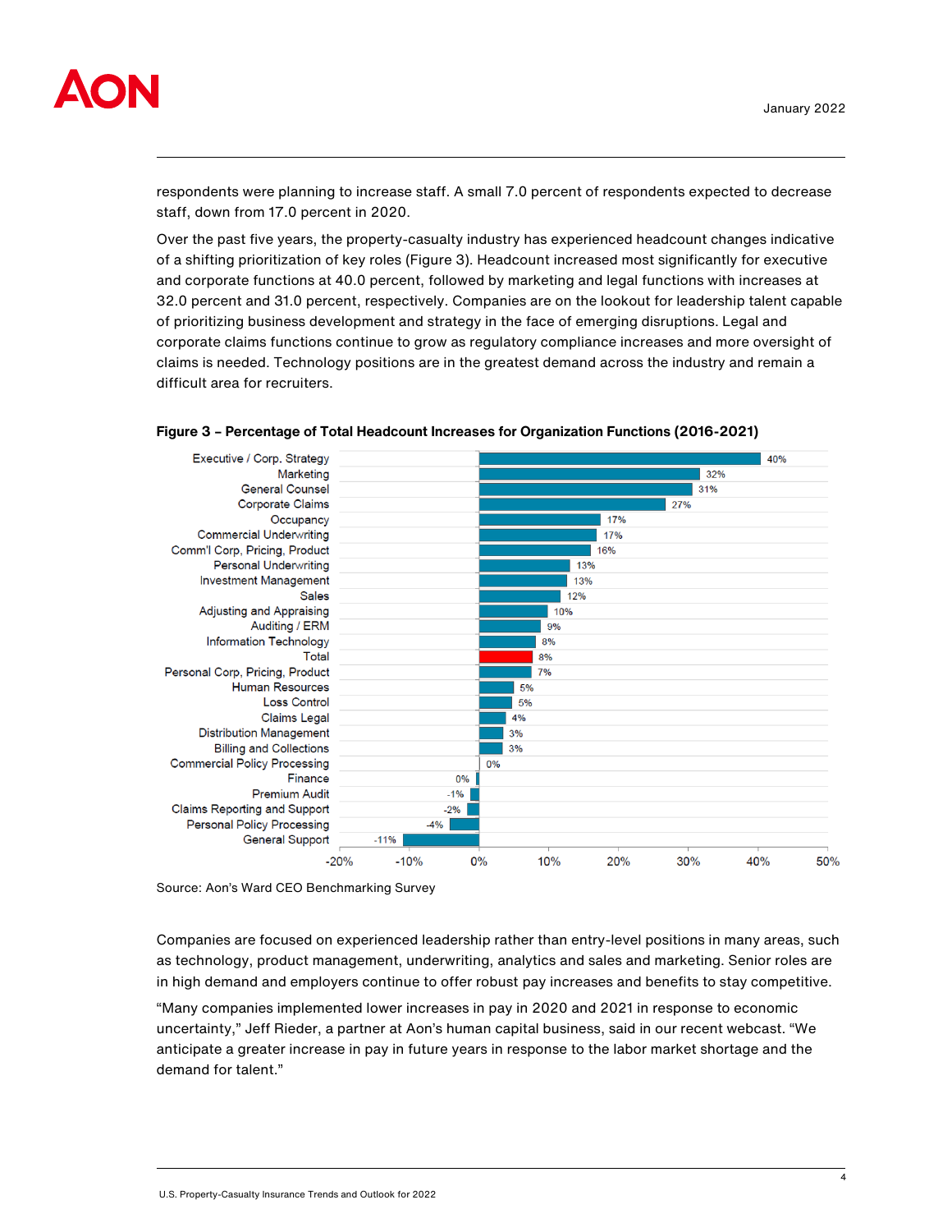respondents were planning to increase staff. A small 7.0 percent of respondents expected to decrease staff, down from 17.0 percent in 2020.

Over the past five years, the property-casualty industry has experienced headcount changes indicative of a shifting prioritization of key roles (Figure 3). Headcount increased most significantly for executive and corporate functions at 40.0 percent, followed by marketing and legal functions with increases at 32.0 percent and 31.0 percent, respectively. Companies are on the lookout for leadership talent capable of prioritizing business development and strategy in the face of emerging disruptions. Legal and corporate claims functions continue to grow as regulatory compliance increases and more oversight of claims is needed. Technology positions are in the greatest demand across the industry and remain a difficult area for recruiters.

**Figure 3 – Percentage of Total Headcount Increases for Organization Functions (2016-2021)**

| Function | Headcount Change |
|---|---|
| Executive / Corp. Strategy | 40% |
| Marketing | 32% |
| General Counsel | 31% |
| Corporate Claims | 27% |
| Occupancy | 17% |
| Commercial Underwriting | 17% |
| Comm'l Corp, Pricing, Product | 16% |
| Personal Underwriting | 13% |
| Investment Management | 13% |
| Sales | 12% |
| Adjusting and Appraising | 10% |
| Auditing / ERM | 9% |
| Information Technology | 8% |
| Total | 8% |
| Personal Corp, Pricing, Product | 7% |
| Human Resources | 5% |
| Loss Control | 5% |
| Claims Legal | 4% |
| Distribution Management | 3% |
| Billing and Collections | 3% |
| Commercial Policy Processing | 0% |
| Finance | 0% |
| Premium Audit | -1% |
| Claims Reporting and Support | -2% |
| Personal Policy Processing | -4% |
| General Support | -11% |

Source: Aon's Ward CEO Benchmarking Survey

Companies are focused on experienced leadership rather than entry-level positions in many areas, such as technology, product management, underwriting, analytics and sales and marketing. Senior roles are in high demand and employers continue to offer robust pay increases and benefits to stay competitive.

"Many companies implemented lower increases in pay in 2020 and 2021 in response to economic uncertainty," Jeff Rieder, a partner at Aon's human capital business, said in our recent webcast. "We anticipate a greater increase in pay in future years in response to the labor market shortage and the demand for talent."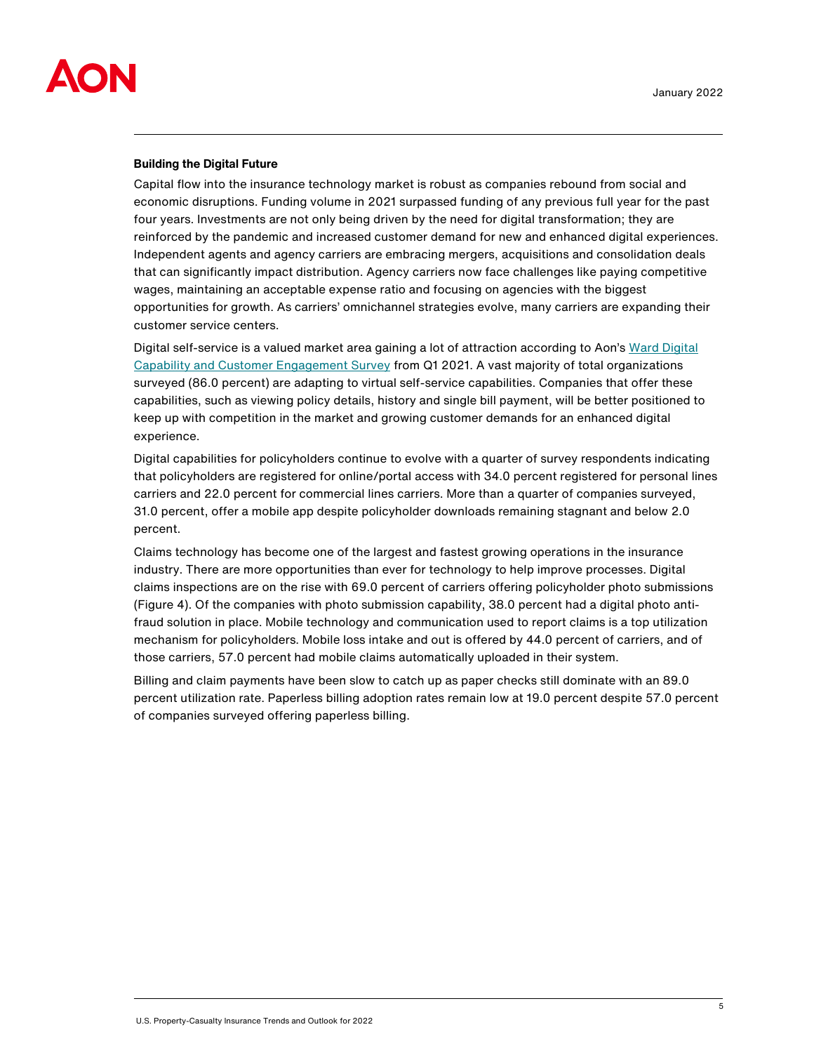**Building the Digital Future**

Capital flow into the insurance technology market is robust as companies rebound from social and economic disruptions. Funding volume in 2021 surpassed funding of any previous full year for the past four years. Investments are not only being driven by the need for digital transformation; they are reinforced by the pandemic and increased customer demand for new and enhanced digital experiences. Independent agents and agency carriers are embracing mergers, acquisitions and consolidation deals that can significantly impact distribution. Agency carriers now face challenges like paying competitive wages, maintaining an acceptable expense ratio and focusing on agencies with the biggest opportunities for growth. As carriers' omnichannel strategies evolve, many carriers are expanding their customer service centers.

Digital self-service is a valued market area gaining a lot of attraction according to Aon's Ward Digital Capability and Customer Engagement Survey from Q1 2021. A vast majority of total organizations surveyed (86.0 percent) are adapting to virtual self-service capabilities. Companies that offer these capabilities, such as viewing policy details, history and single bill payment, will be better positioned to keep up with competition in the market and growing customer demands for an enhanced digital experience.

Digital capabilities for policyholders continue to evolve with a quarter of survey respondents indicating that policyholders are registered for online/portal access with 34.0 percent registered for personal lines carriers and 22.0 percent for commercial lines carriers. More than a quarter of companies surveyed, 31.0 percent, offer a mobile app despite policyholder downloads remaining stagnant and below 2.0 percent.

Claims technology has become one of the largest and fastest growing operations in the insurance industry. There are more opportunities than ever for technology to help improve processes. Digital claims inspections are on the rise with 69.0 percent of carriers offering policyholder photo submissions (Figure 4). Of the companies with photo submission capability, 38.0 percent had a digital photo anti-fraud solution in place. Mobile technology and communication used to report claims is a top utilization mechanism for policyholders. Mobile loss intake and out is offered by 44.0 percent of carriers, and of those carriers, 57.0 percent had mobile claims automatically uploaded in their system.

Billing and claim payments have been slow to catch up as paper checks still dominate with an 89.0 percent utilization rate. Paperless billing adoption rates remain low at 19.0 percent despite 57.0 percent of companies surveyed offering paperless billing.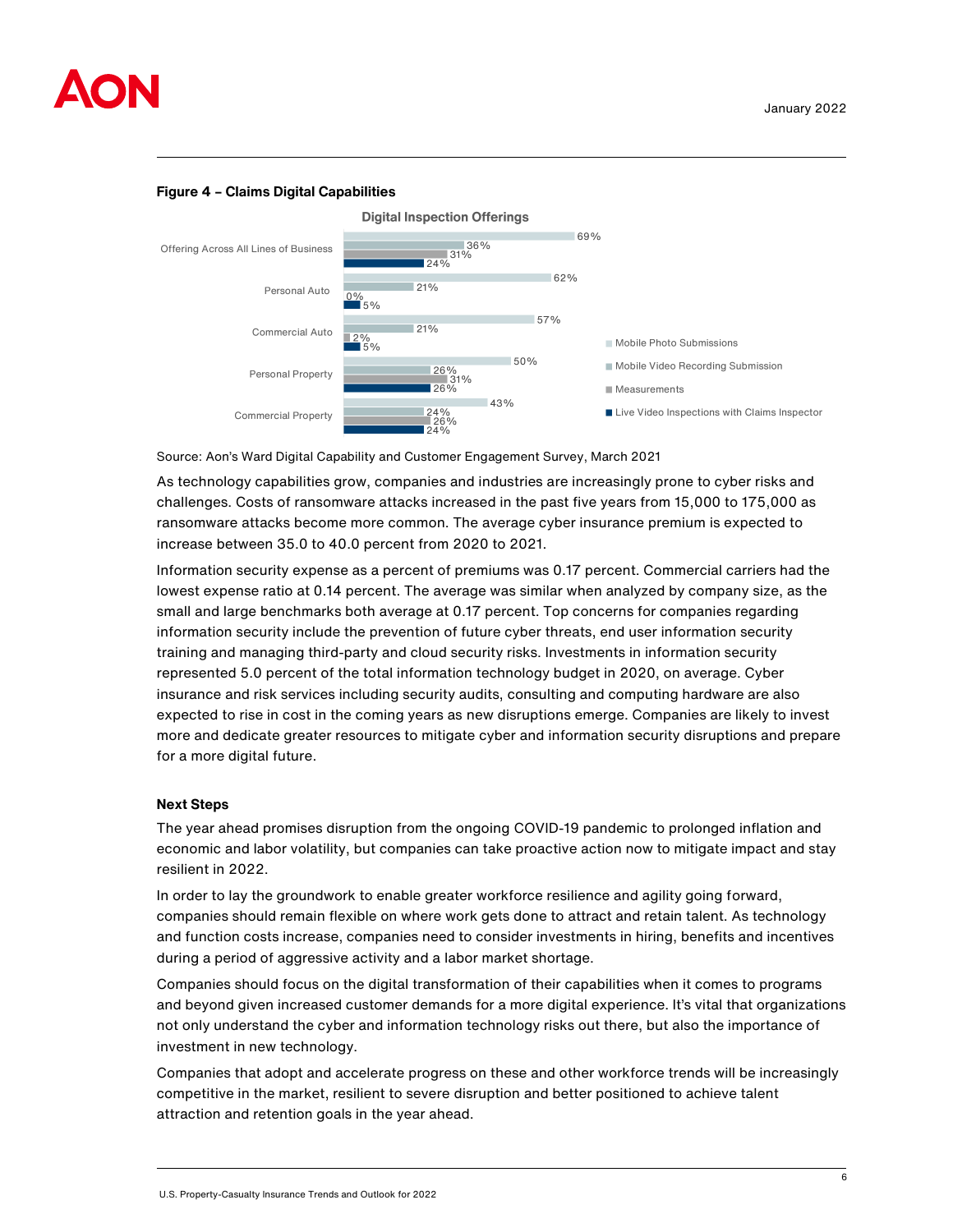**Figure 4 – Claims Digital Capabilities**

Digital Inspection Offerings

| | Mobile Photo Submissions | Mobile Video Recording Submission | Measurements | Live Video Inspections with Claims Inspector |
|---|---|---|---|---|
| Offering Across All Lines of Business | 69% | 36% | 31% | 24% |
| Personal Auto | 62% | 21% | 0% | 5% |
| Commercial Auto | 57% | 21% | 2% | 5% |
| Personal Property | 50% | 26% | 31% | 26% |
| Commercial Property | 43% | 24% | 26% | 24% |

Source: Aon's Ward Digital Capability and Customer Engagement Survey, March 2021

As technology capabilities grow, companies and industries are increasingly prone to cyber risks and challenges. Costs of ransomware attacks increased in the past five years from 15,000 to 175,000 as ransomware attacks become more common. The average cyber insurance premium is expected to increase between 35.0 to 40.0 percent from 2020 to 2021.

Information security expense as a percent of premiums was 0.17 percent. Commercial carriers had the lowest expense ratio at 0.14 percent. The average was similar when analyzed by company size, as the small and large benchmarks both average at 0.17 percent. Top concerns for companies regarding information security include the prevention of future cyber threats, end user information security training and managing third-party and cloud security risks. Investments in information security represented 5.0 percent of the total information technology budget in 2020, on average. Cyber insurance and risk services including security audits, consulting and computing hardware are also expected to rise in cost in the coming years as new disruptions emerge. Companies are likely to invest more and dedicate greater resources to mitigate cyber and information security disruptions and prepare for a more digital future.

**Next Steps**

The year ahead promises disruption from the ongoing COVID-19 pandemic to prolonged inflation and economic and labor volatility, but companies can take proactive action now to mitigate impact and stay resilient in 2022.

In order to lay the groundwork to enable greater workforce resilience and agility going forward, companies should remain flexible on where work gets done to attract and retain talent. As technology and function costs increase, companies need to consider investments in hiring, benefits and incentives during a period of aggressive activity and a labor market shortage.

Companies should focus on the digital transformation of their capabilities when it comes to programs and beyond given increased customer demands for a more digital experience. It's vital that organizations not only understand the cyber and information technology risks out there, but also the importance of investment in new technology.

Companies that adopt and accelerate progress on these and other workforce trends will be increasingly competitive in the market, resilient to severe disruption and better positioned to achieve talent attraction and retention goals in the year ahead.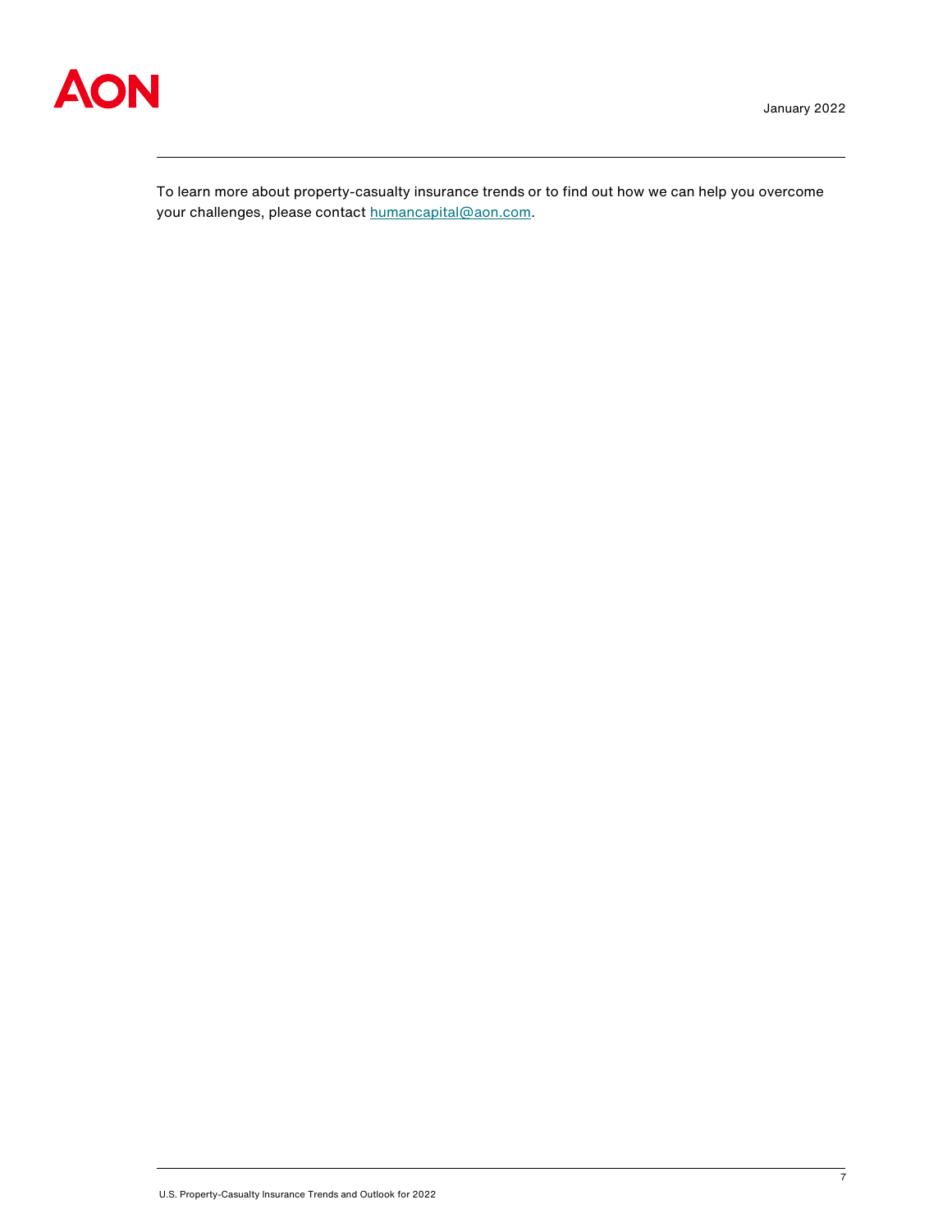To learn more about property-casualty insurance trends or to find out how we can help you overcome your challenges, please contact [humancapital@aon.com](mailto:humancapital@aon.com).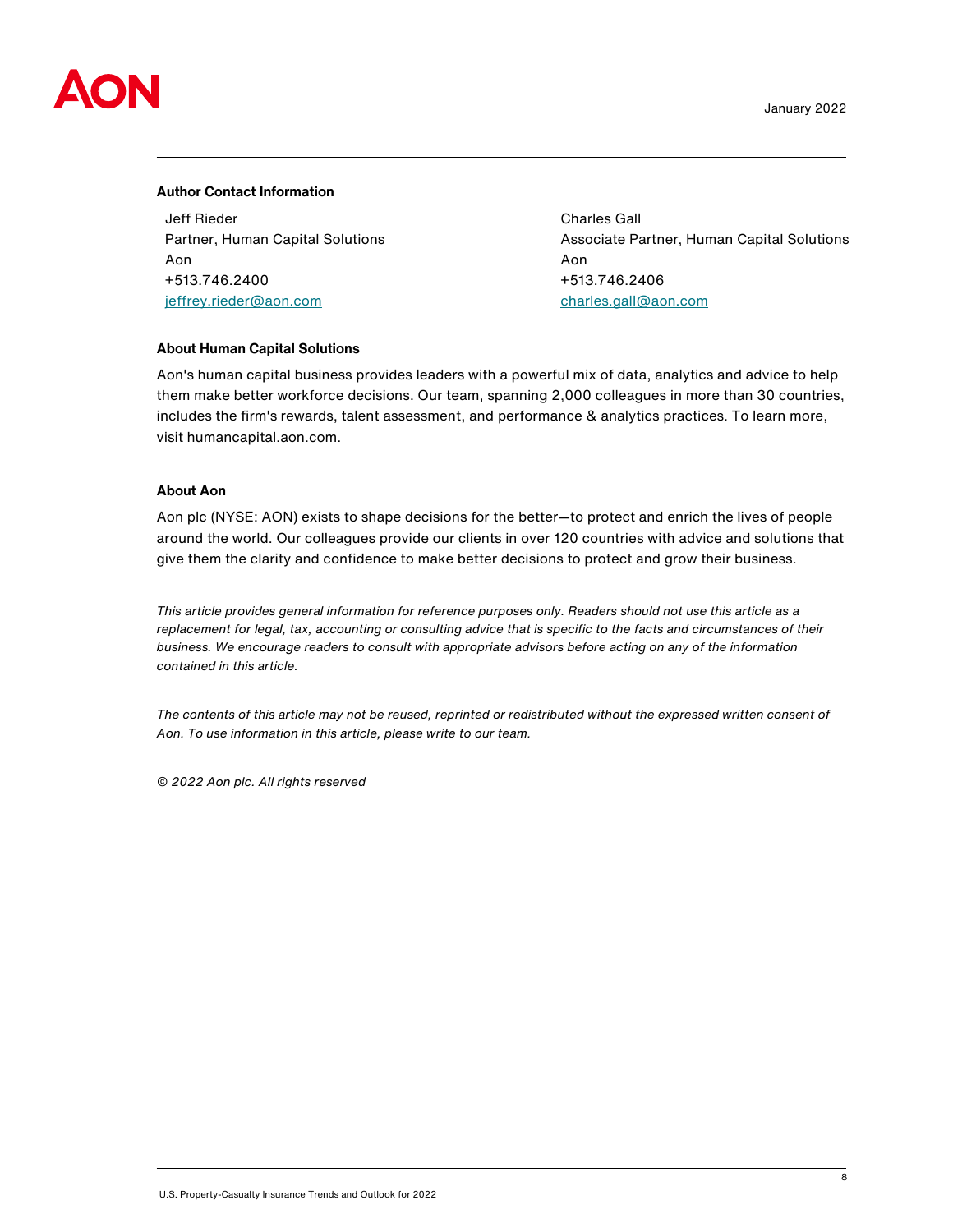**Author Contact Information**

Jeff Rieder
Partner, Human Capital Solutions
Aon
+513.746.2400
jeffrey.rieder@aon.com

Charles Gall
Associate Partner, Human Capital Solutions
Aon
+513.746.2406
charles.gall@aon.com

**About Human Capital Solutions**

Aon's human capital business provides leaders with a powerful mix of data, analytics and advice to help them make better workforce decisions. Our team, spanning 2,000 colleagues in more than 30 countries, includes the firm's rewards, talent assessment, and performance & analytics practices. To learn more, visit humancapital.aon.com.

**About Aon**

Aon plc (NYSE: AON) exists to shape decisions for the better—to protect and enrich the lives of people around the world. Our colleagues provide our clients in over 120 countries with advice and solutions that give them the clarity and confidence to make better decisions to protect and grow their business.

*This article provides general information for reference purposes only. Readers should not use this article as a replacement for legal, tax, accounting or consulting advice that is specific to the facts and circumstances of their business. We encourage readers to consult with appropriate advisors before acting on any of the information contained in this article.*

*The contents of this article may not be reused, reprinted or redistributed without the expressed written consent of Aon. To use information in this article, please write to our team.*

*© 2022 Aon plc. All rights reserved*